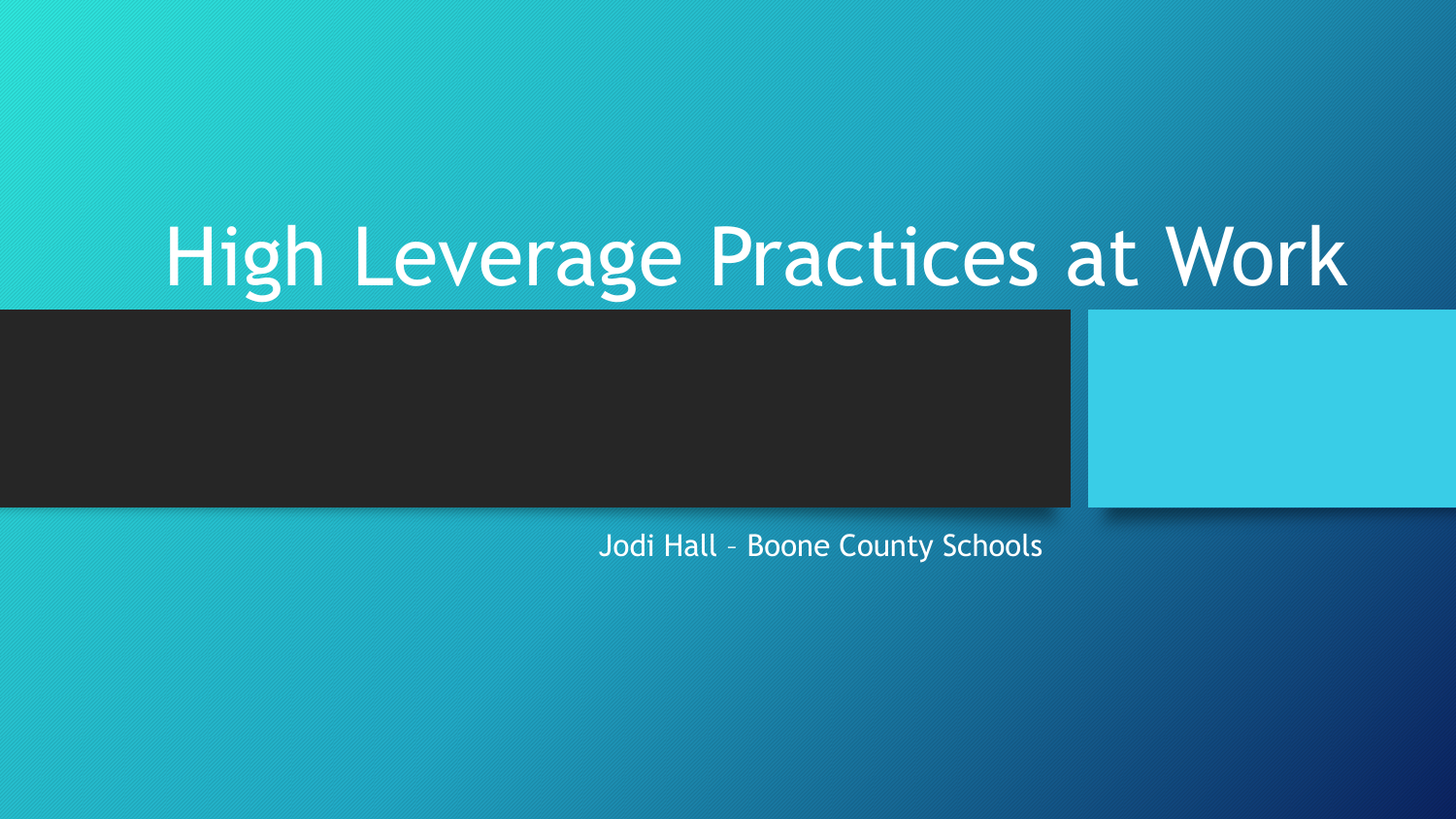# High Leverage Practices at Work

Jodi Hall – Boone County Schools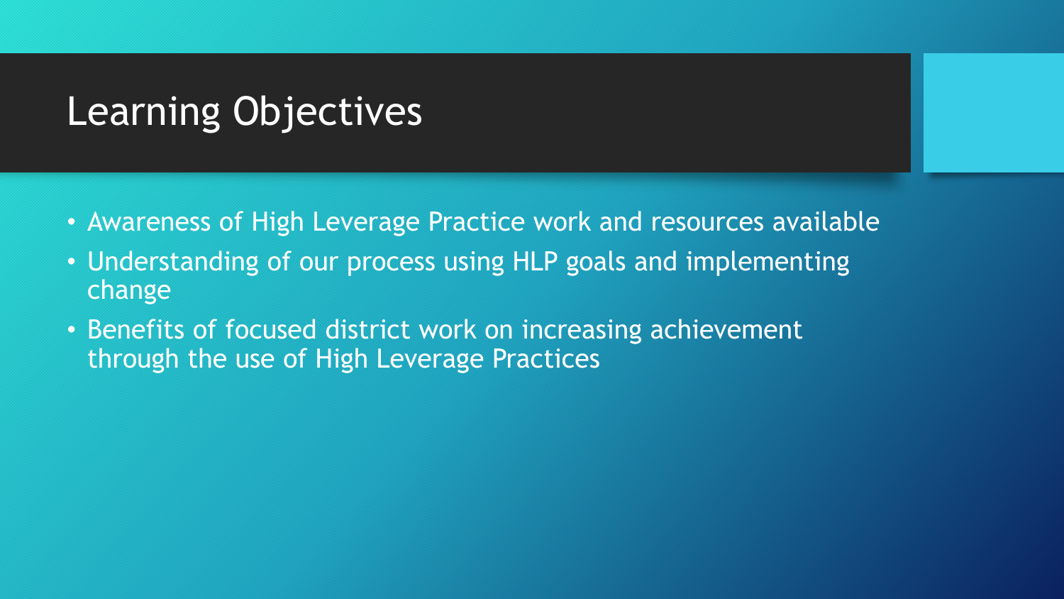# Learning Objectives

- Awareness of High Leverage Practice work and resources available
- Understanding of our process using HLP goals and implementing change
- Benefits of focused district work on increasing achievement through the use of High Leverage Practices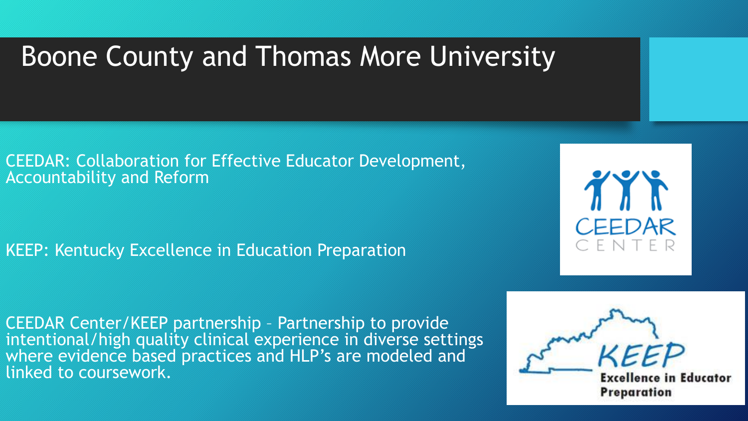# Boone County and Thomas More University

CEEDAR: Collaboration for Effective Educator Development, Accountability and Reform

KEEP: Kentucky Excellence in Education Preparation

CEEDAR Center/KEEP partnership – Partnership to provide intentional/high quality clinical experience in diverse settings where evidence based practices and HLP's are modeled and linked to coursework.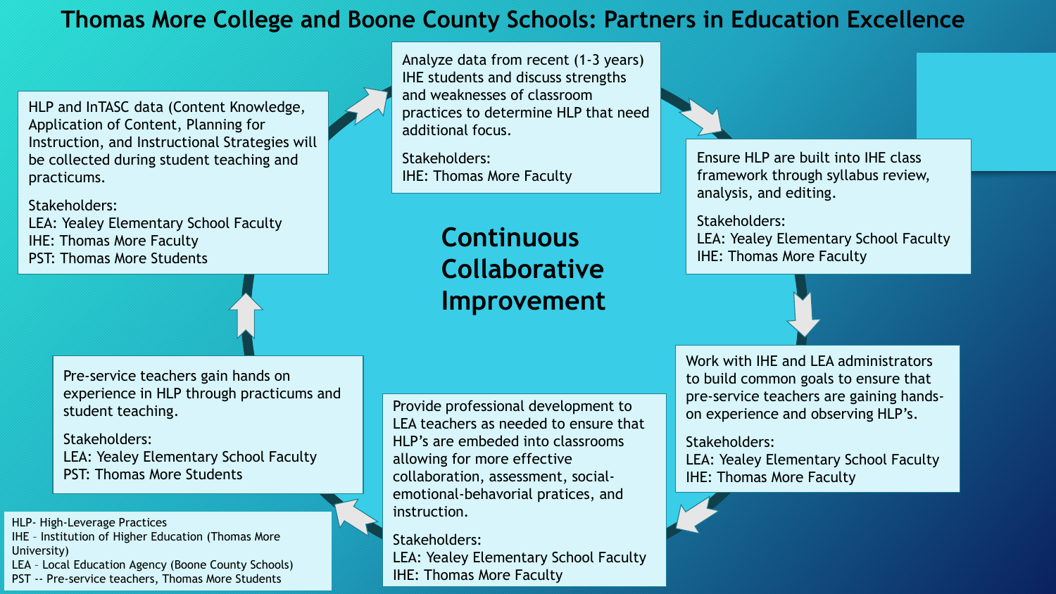# Thomas More College and Boone County Schools: Partners in Education Excellence

## Continuous Collaborative Improvement

HLP and InTASC data (Content Knowledge, Application of Content, Planning for Instruction, and Instructional Strategies will be collected during student teaching and practicums.

Stakeholders:
LEA: Yealey Elementary School Faculty
IHE: Thomas More Faculty
PST: Thomas More Students

Analyze data from recent (1-3 years) IHE students and discuss strengths and weaknesses of classroom practices to determine HLP that need additional focus.

Stakeholders:
IHE: Thomas More Faculty

Ensure HLP are built into IHE class framework through syllabus review, analysis, and editing.

Stakeholders:
LEA: Yealey Elementary School Faculty
IHE: Thomas More Faculty

Work with IHE and LEA administrators to build common goals to ensure that pre-service teachers are gaining hands-on experience and observing HLP's.

Stakeholders:
LEA: Yealey Elementary School Faculty
IHE: Thomas More Faculty

Provide professional development to LEA teachers as needed to ensure that HLP's are embeded into classrooms allowing for more effective collaboration, assessment, social-emotional-behavorial pratices, and instruction.

Stakeholders:
LEA: Yealey Elementary School Faculty
IHE: Thomas More Faculty

Pre-service teachers gain hands on experience in HLP through practicums and student teaching.

Stakeholders:
LEA: Yealey Elementary School Faculty
PST: Thomas More Students

HLP- High-Leverage Practices
IHE – Institution of Higher Education (Thomas More University)
LEA – Local Education Agency (Boone County Schools)
PST -- Pre-service teachers, Thomas More Students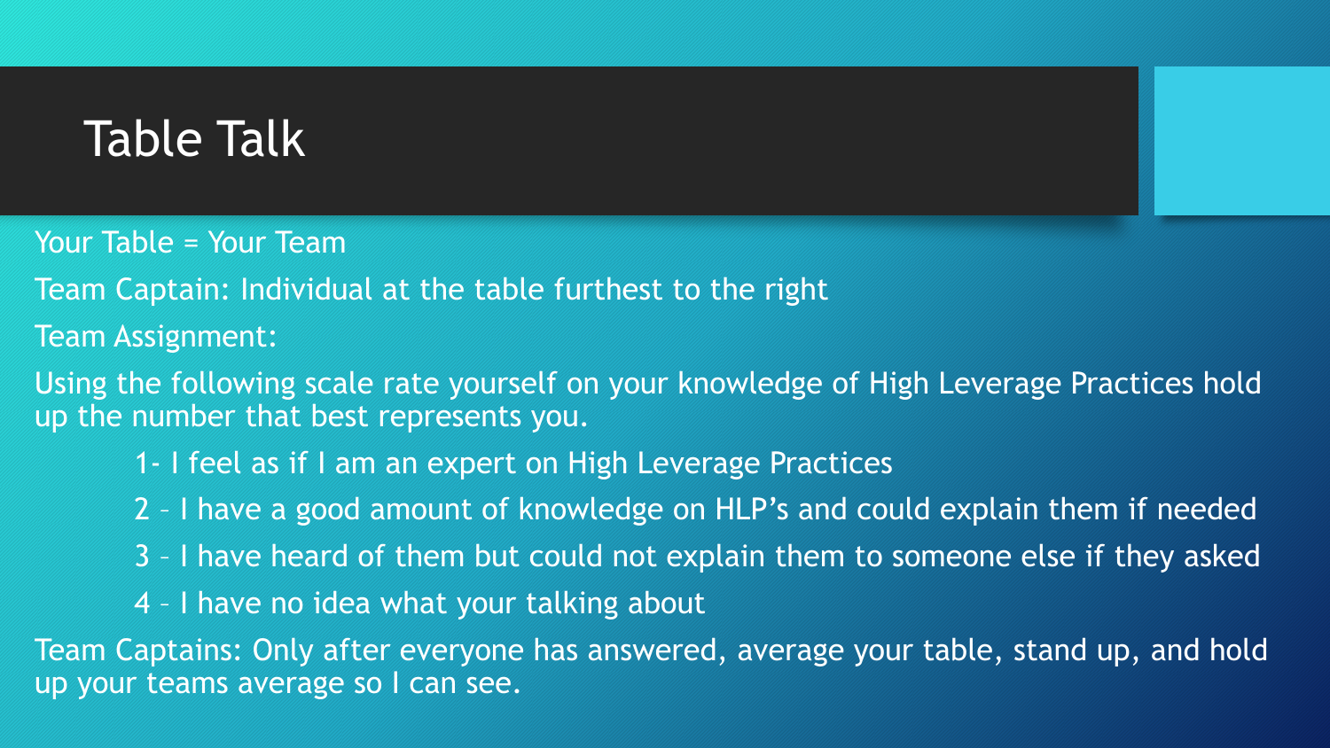# Table Talk

Your Table = Your Team

Team Captain: Individual at the table furthest to the right

Team Assignment:

Using the following scale rate yourself on your knowledge of High Leverage Practices hold up the number that best represents you.

- 1- I feel as if I am an expert on High Leverage Practices
- 2 – I have a good amount of knowledge on HLP's and could explain them if needed
- 3 – I have heard of them but could not explain them to someone else if they asked
- 4 – I have no idea what your talking about

Team Captains: Only after everyone has answered, average your table, stand up, and hold up your teams average so I can see.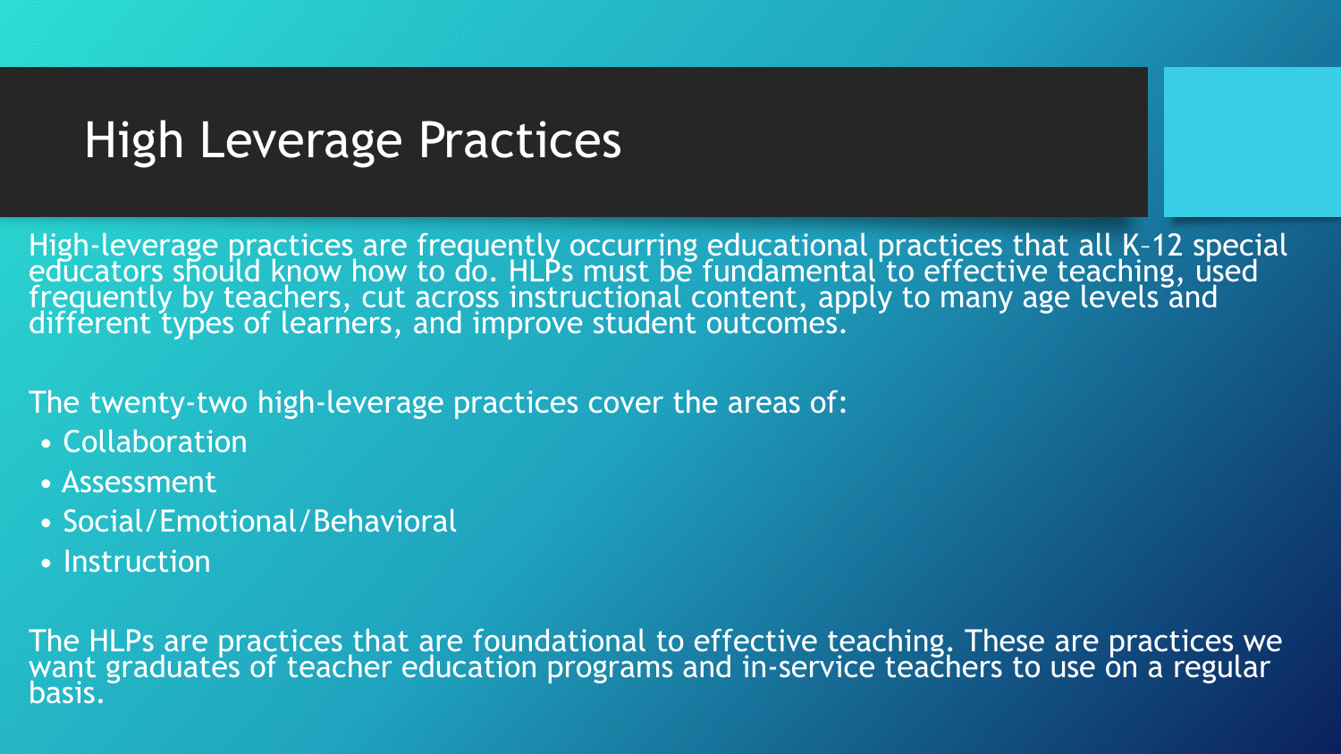# High Leverage Practices

High-leverage practices are frequently occurring educational practices that all K–12 special educators should know how to do. HLPs must be fundamental to effective teaching, used frequently by teachers, cut across instructional content, apply to many age levels and different types of learners, and improve student outcomes.

The twenty-two high-leverage practices cover the areas of:

- Collaboration
- Assessment
- Social/Emotional/Behavioral
- Instruction

The HLPs are practices that are foundational to effective teaching. These are practices we want graduates of teacher education programs and in-service teachers to use on a regular basis.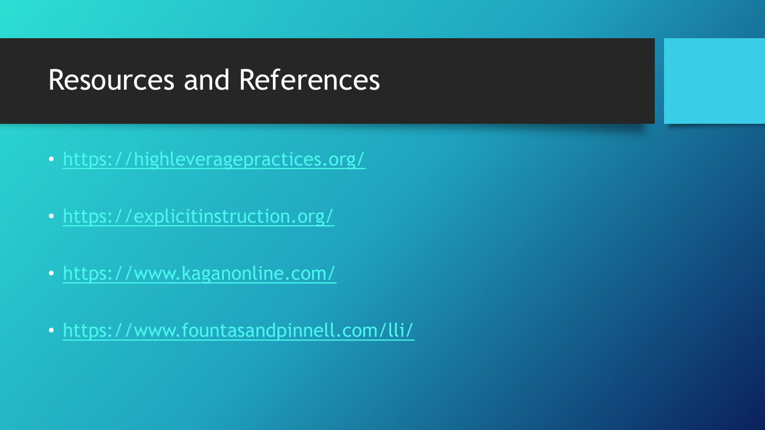# Resources and References

- https://highleveragepractices.org/
- https://explicitinstruction.org/
- https://www.kaganonline.com/
- https://www.fountasandpinnell.com/lli/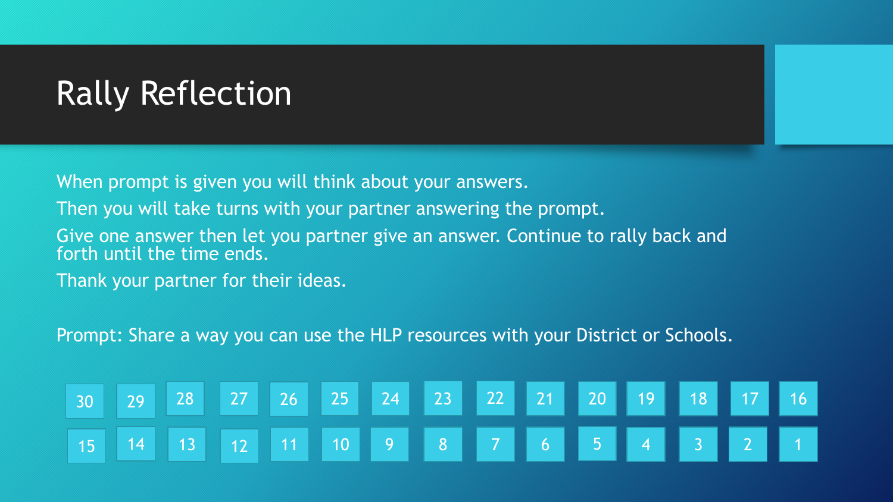# Rally Reflection

When prompt is given you will think about your answers.

Then you will take turns with your partner answering the prompt.

Give one answer then let you partner give an answer. Continue to rally back and forth until the time ends.

Thank your partner for their ideas.

Prompt: Share a way you can use the HLP resources with your District or Schools.

| 30 | 29 | 28 | 27 | 26 | 25 | 24 | 23 | 22 | 21 | 20 | 19 | 18 | 17 | 16 |
|---|---|---|---|---|---|---|---|---|---|---|---|---|---|---|
| 15 | 14 | 13 | 12 | 11 | 10 | 9 | 8 | 7 | 6 | 5 | 4 | 3 | 2 | 1 |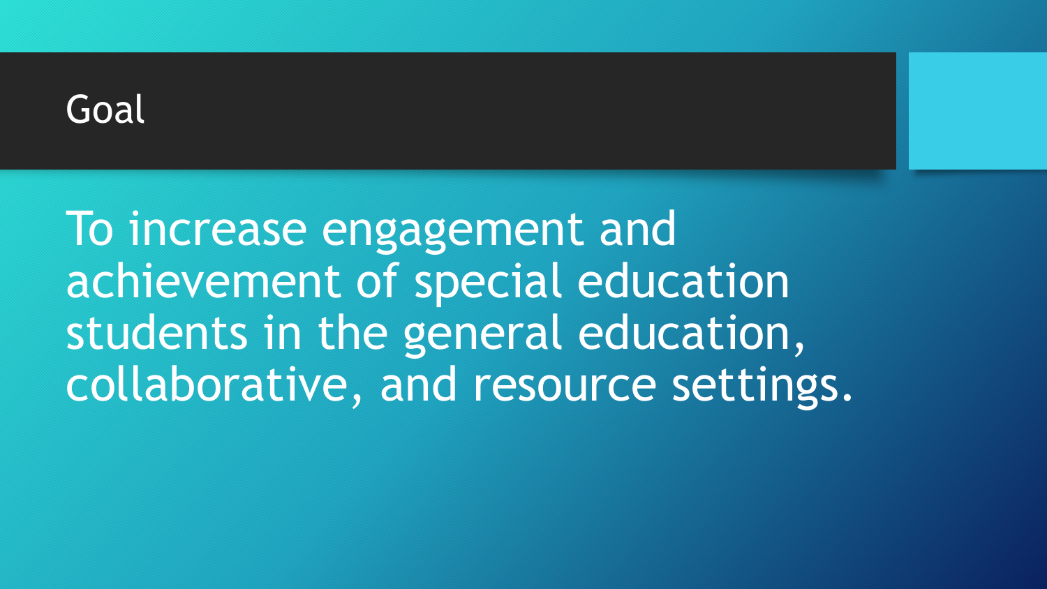# Goal

To increase engagement and achievement of special education students in the general education, collaborative, and resource settings.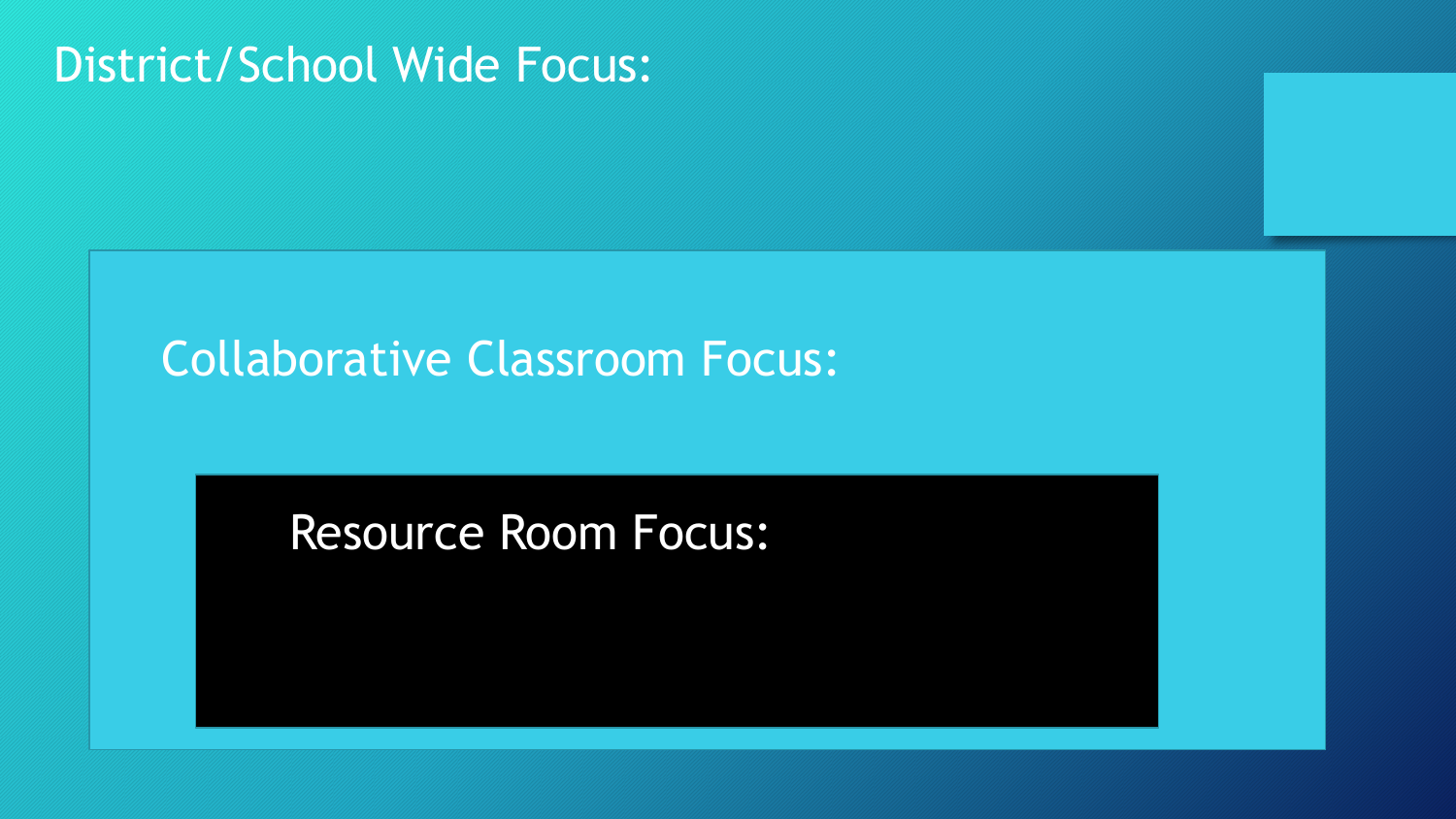# District/School Wide Focus:

## Collaborative Classroom Focus:

### Resource Room Focus: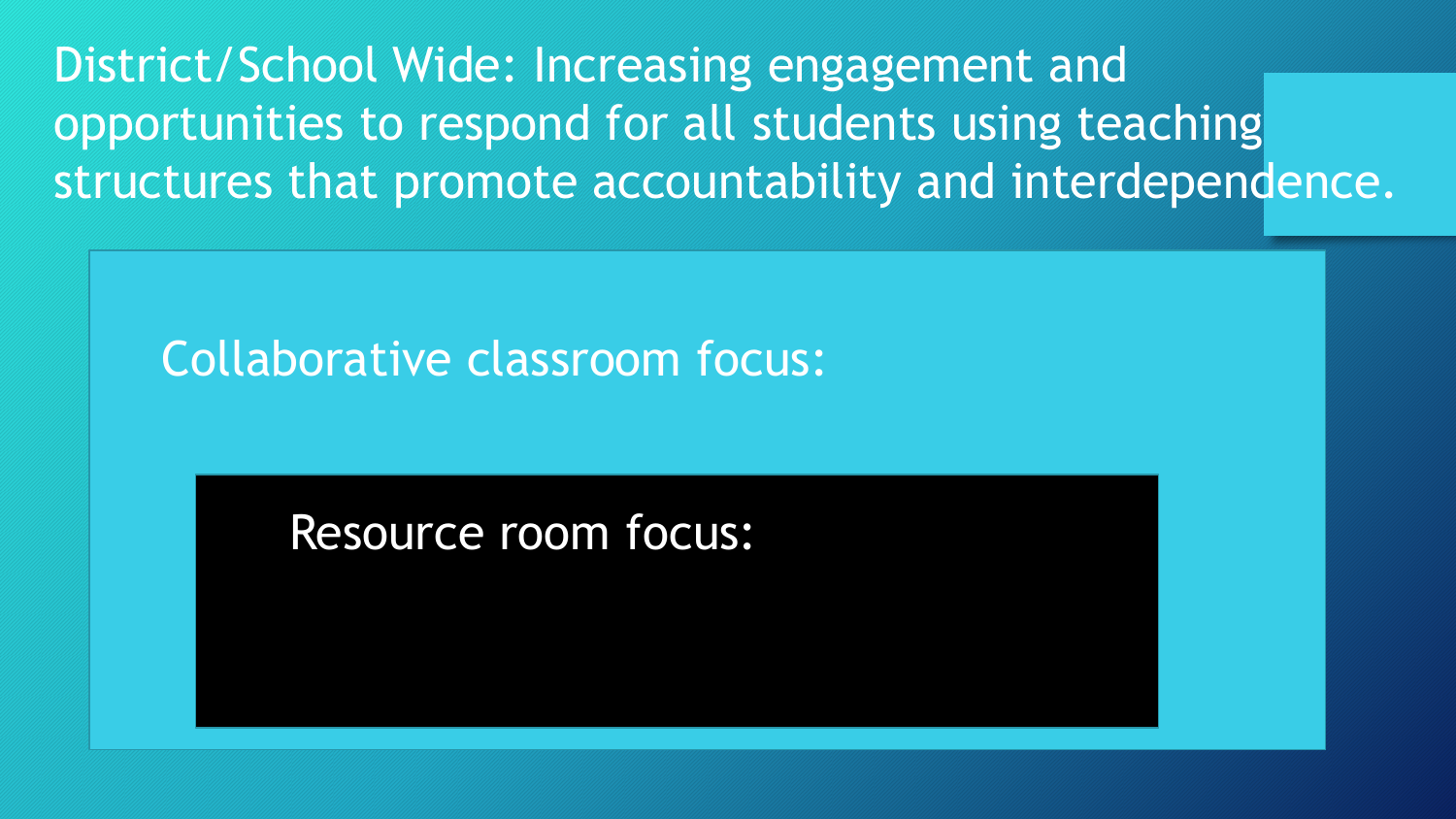# District/School Wide: Increasing engagement and opportunities to respond for all students using teaching structures that promote accountability and interdependence.

Collaborative classroom focus:

Resource room focus: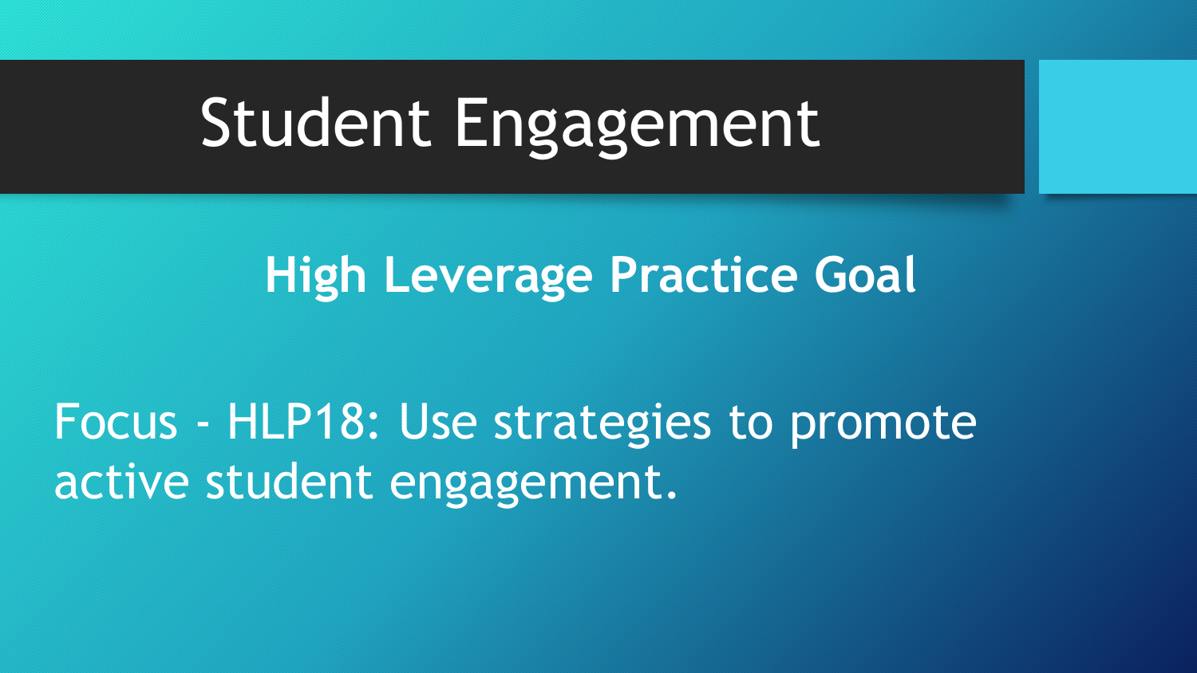# Student Engagement

**High Leverage Practice Goal**

Focus - HLP18: Use strategies to promote active student engagement.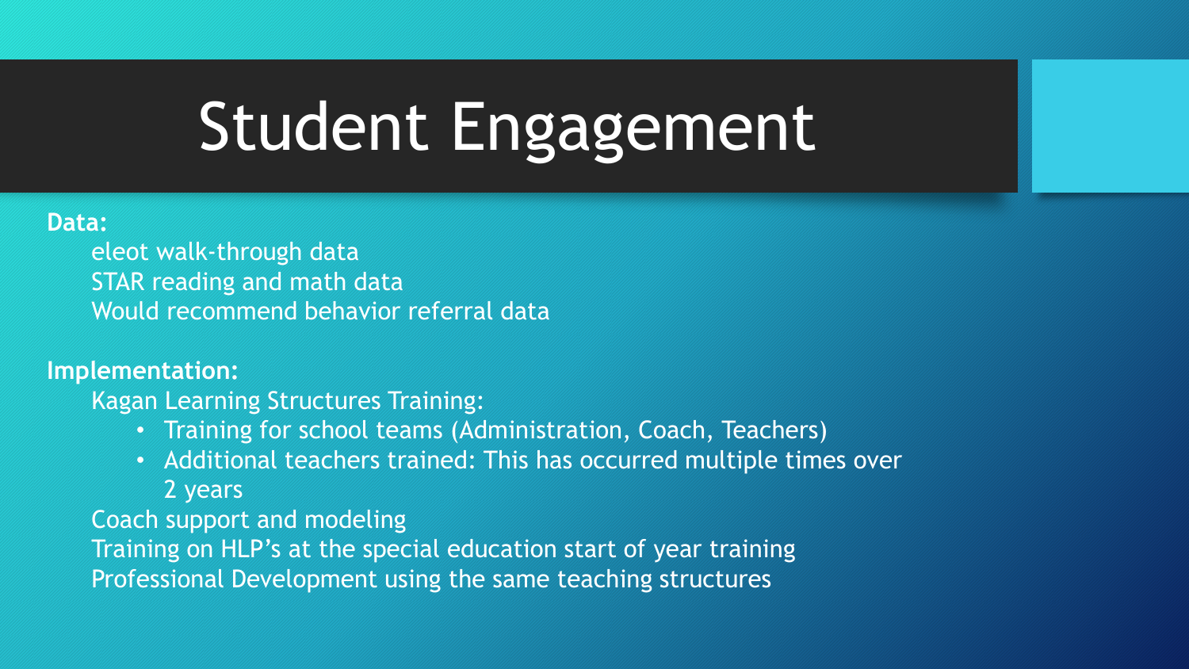# Student Engagement

**Data:**

eleot walk-through data
STAR reading and math data
Would recommend behavior referral data

**Implementation:**

Kagan Learning Structures Training:

- Training for school teams (Administration, Coach, Teachers)
- Additional teachers trained: This has occurred multiple times over 2 years

Coach support and modeling
Training on HLP's at the special education start of year training
Professional Development using the same teaching structures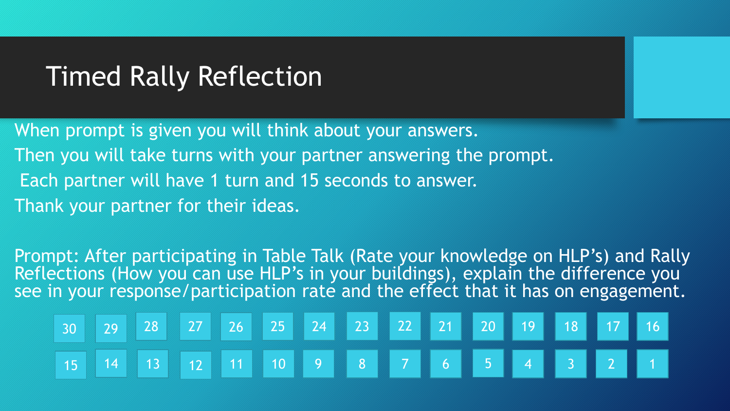# Timed Rally Reflection

When prompt is given you will think about your answers.

Then you will take turns with your partner answering the prompt.

Each partner will have 1 turn and 15 seconds to answer.

Thank your partner for their ideas.

Prompt: After participating in Table Talk (Rate your knowledge on HLP's) and Rally Reflections (How you can use HLP's in your buildings), explain the difference you see in your response/participation rate and the effect that it has on engagement.

| 30 | 29 | 28 | 27 | 26 | 25 | 24 | 23 | 22 | 21 | 20 | 19 | 18 | 17 | 16 |
|---|---|---|---|---|---|---|---|---|---|---|---|---|---|---|
| 15 | 14 | 13 | 12 | 11 | 10 | 9 | 8 | 7 | 6 | 5 | 4 | 3 | 2 | 1 |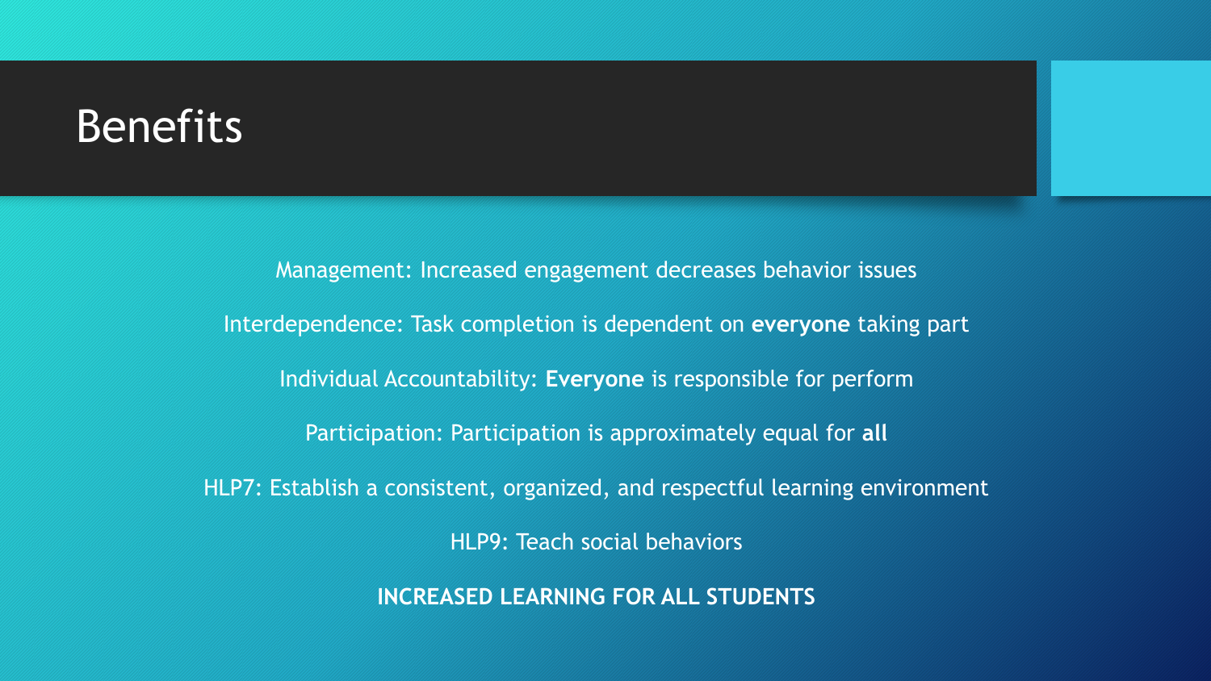# Benefits

Management: Increased engagement decreases behavior issues

Interdependence: Task completion is dependent on **everyone** taking part

Individual Accountability: **Everyone** is responsible for perform

Participation: Participation is approximately equal for **all**

HLP7: Establish a consistent, organized, and respectful learning environment

HLP9: Teach social behaviors

**INCREASED LEARNING FOR ALL STUDENTS**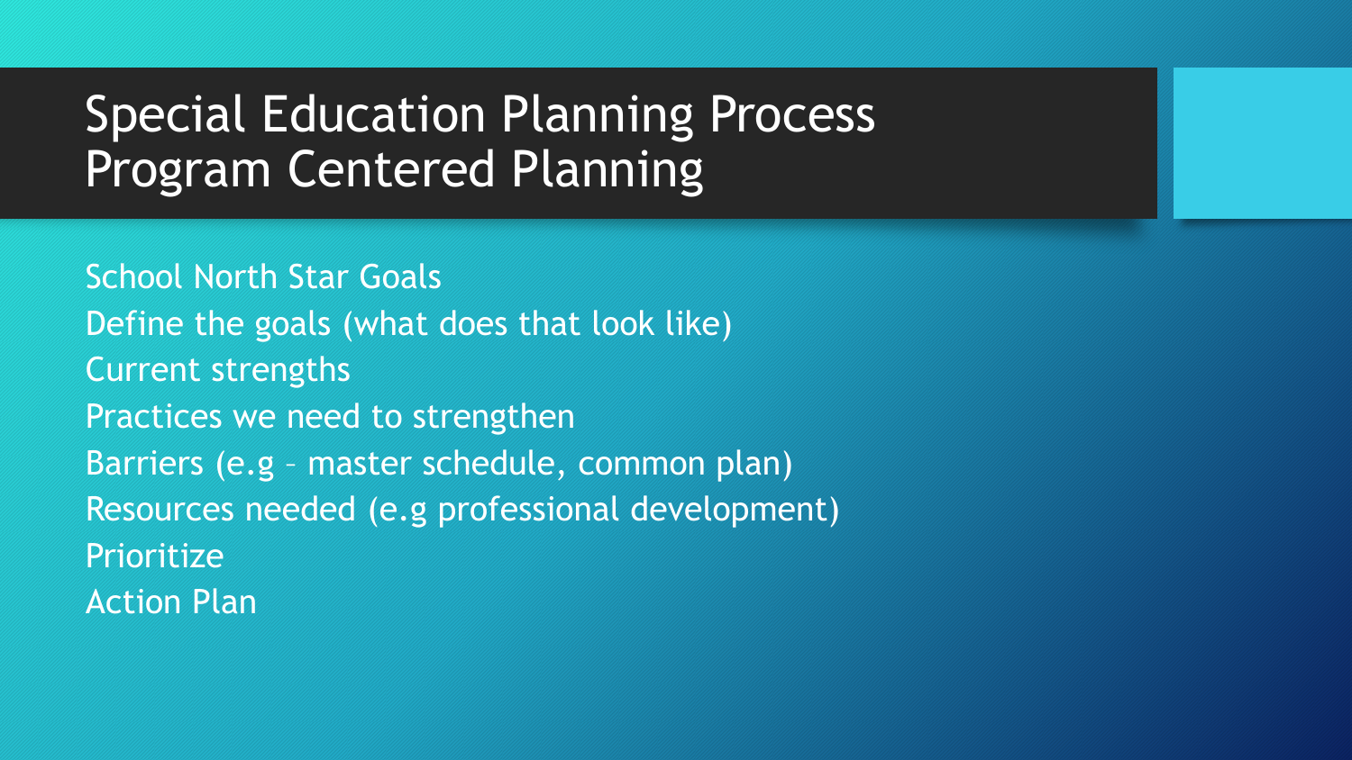# Special Education Planning Process
# Program Centered Planning

School North Star Goals
Define the goals (what does that look like)
Current strengths
Practices we need to strengthen
Barriers (e.g – master schedule, common plan)
Resources needed (e.g professional development)
Prioritize
Action Plan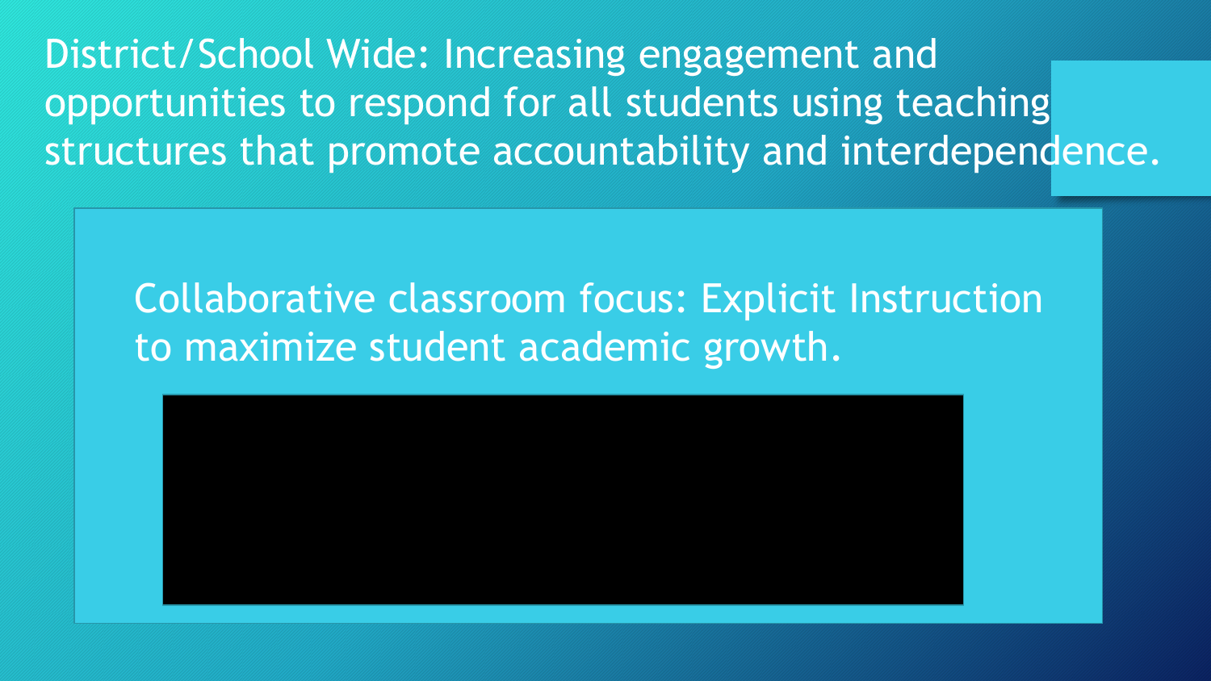# District/School Wide: Increasing engagement and opportunities to respond for all students using teaching structures that promote accountability and interdependence.

Collaborative classroom focus: Explicit Instruction to maximize student academic growth.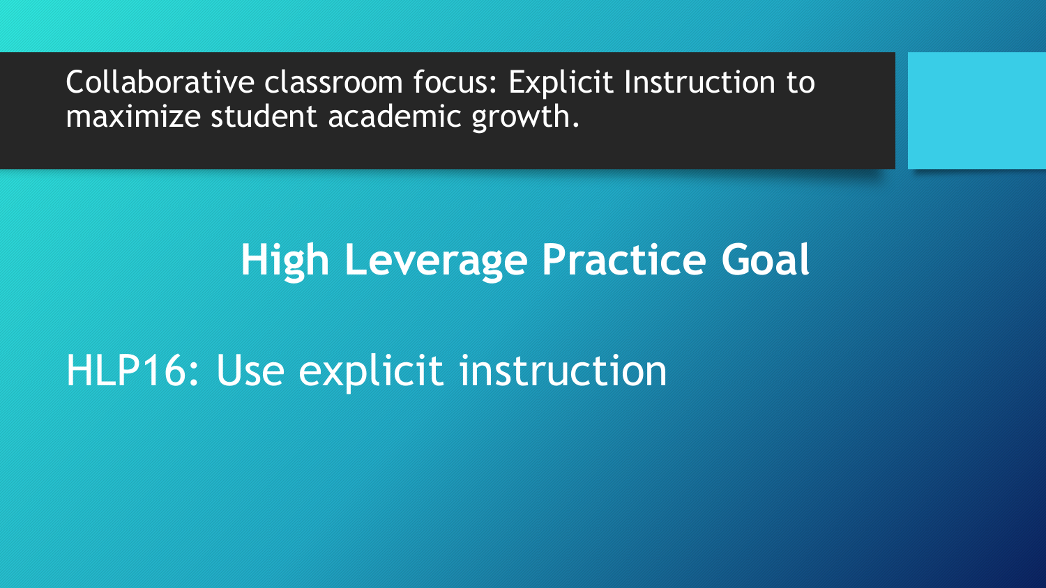Collaborative classroom focus: Explicit Instruction to maximize student academic growth.

## High Leverage Practice Goal

HLP16: Use explicit instruction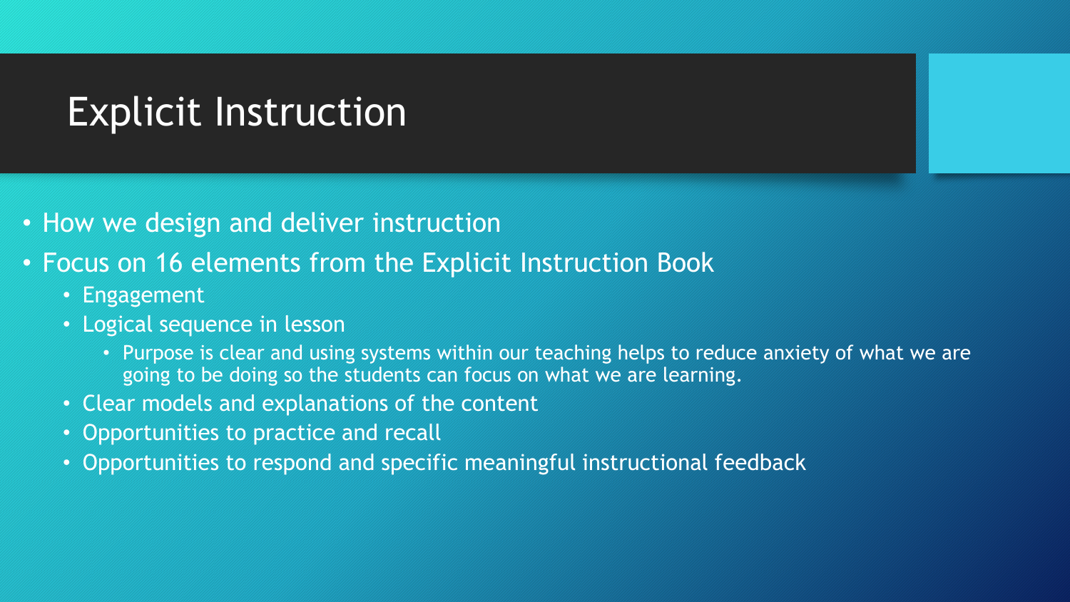# Explicit Instruction

- How we design and deliver instruction
- Focus on 16 elements from the Explicit Instruction Book
  - Engagement
  - Logical sequence in lesson
    - Purpose is clear and using systems within our teaching helps to reduce anxiety of what we are going to be doing so the students can focus on what we are learning.
  - Clear models and explanations of the content
  - Opportunities to practice and recall
  - Opportunities to respond and specific meaningful instructional feedback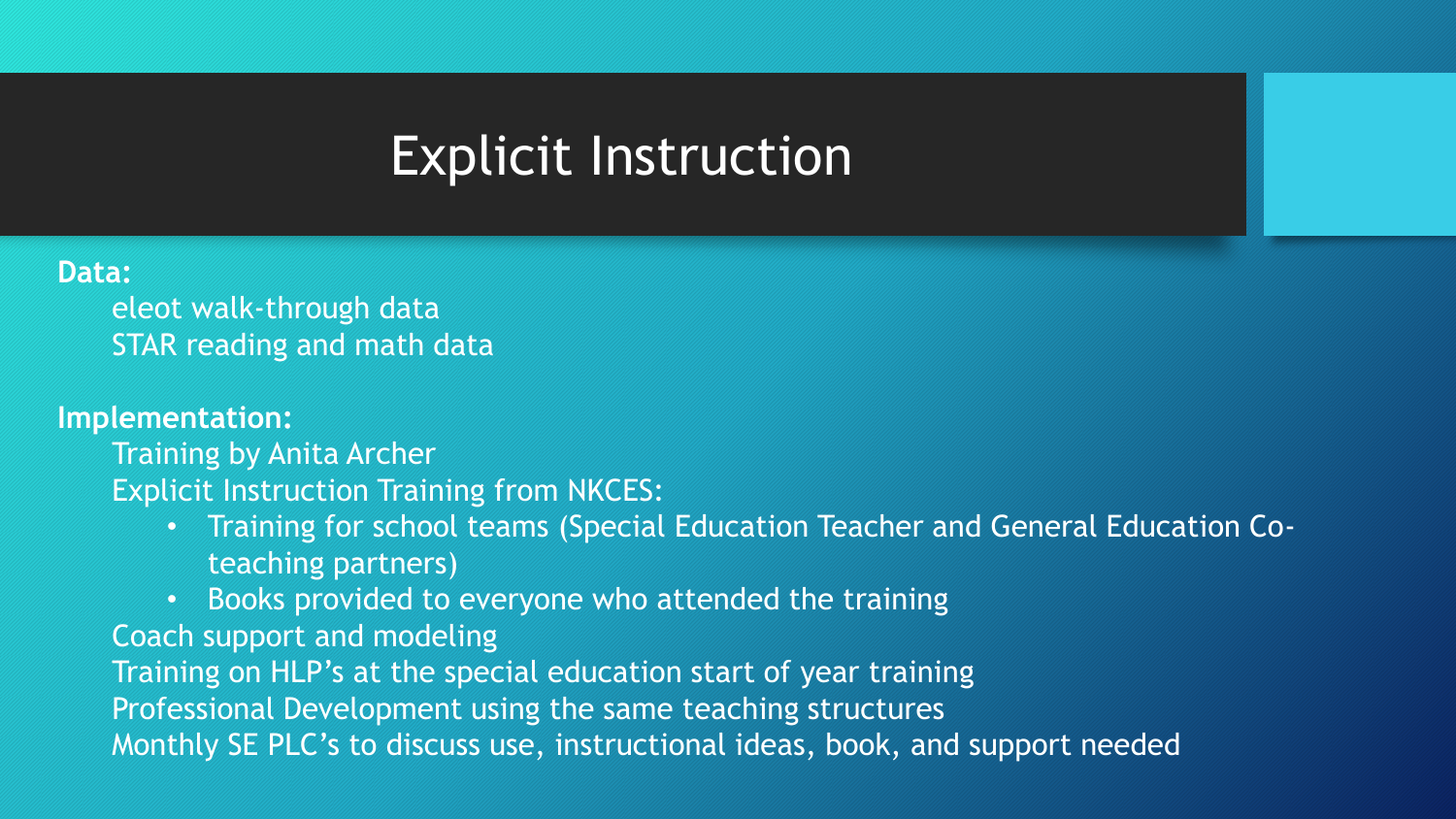# Explicit Instruction

**Data:**

eleot walk-through data
STAR reading and math data

**Implementation:**

Training by Anita Archer
Explicit Instruction Training from NKCES:

- Training for school teams (Special Education Teacher and General Education Co-teaching partners)
- Books provided to everyone who attended the training

Coach support and modeling
Training on HLP's at the special education start of year training
Professional Development using the same teaching structures
Monthly SE PLC's to discuss use, instructional ideas, book, and support needed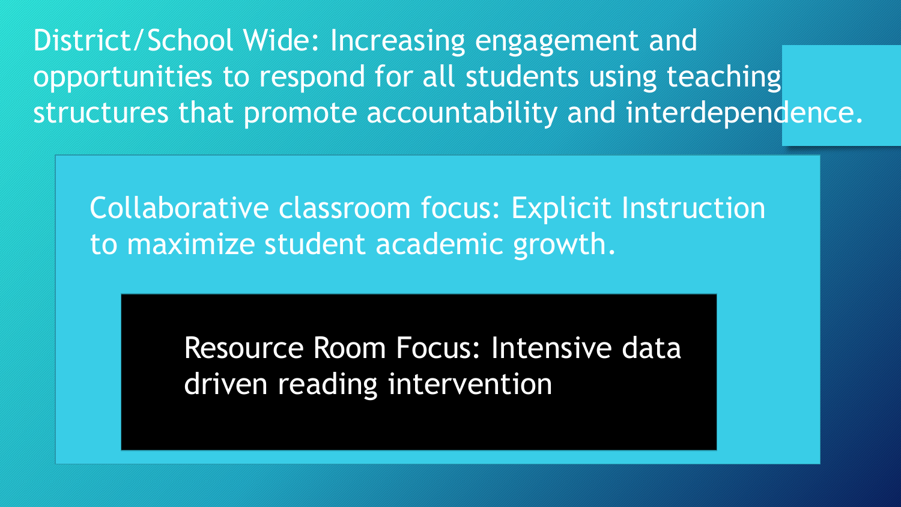District/School Wide: Increasing engagement and opportunities to respond for all students using teaching structures that promote accountability and interdependence.

Collaborative classroom focus: Explicit Instruction to maximize student academic growth.

Resource Room Focus: Intensive data driven reading intervention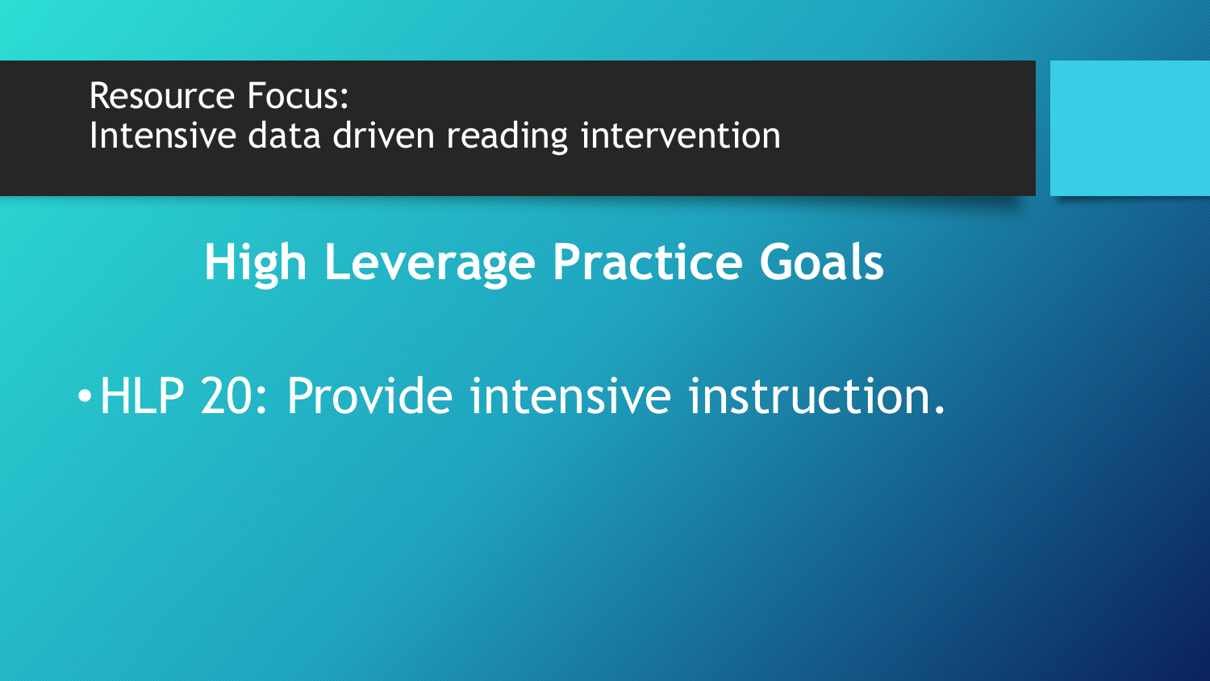Resource Focus:
Intensive data driven reading intervention

## High Leverage Practice Goals

- HLP 20: Provide intensive instruction.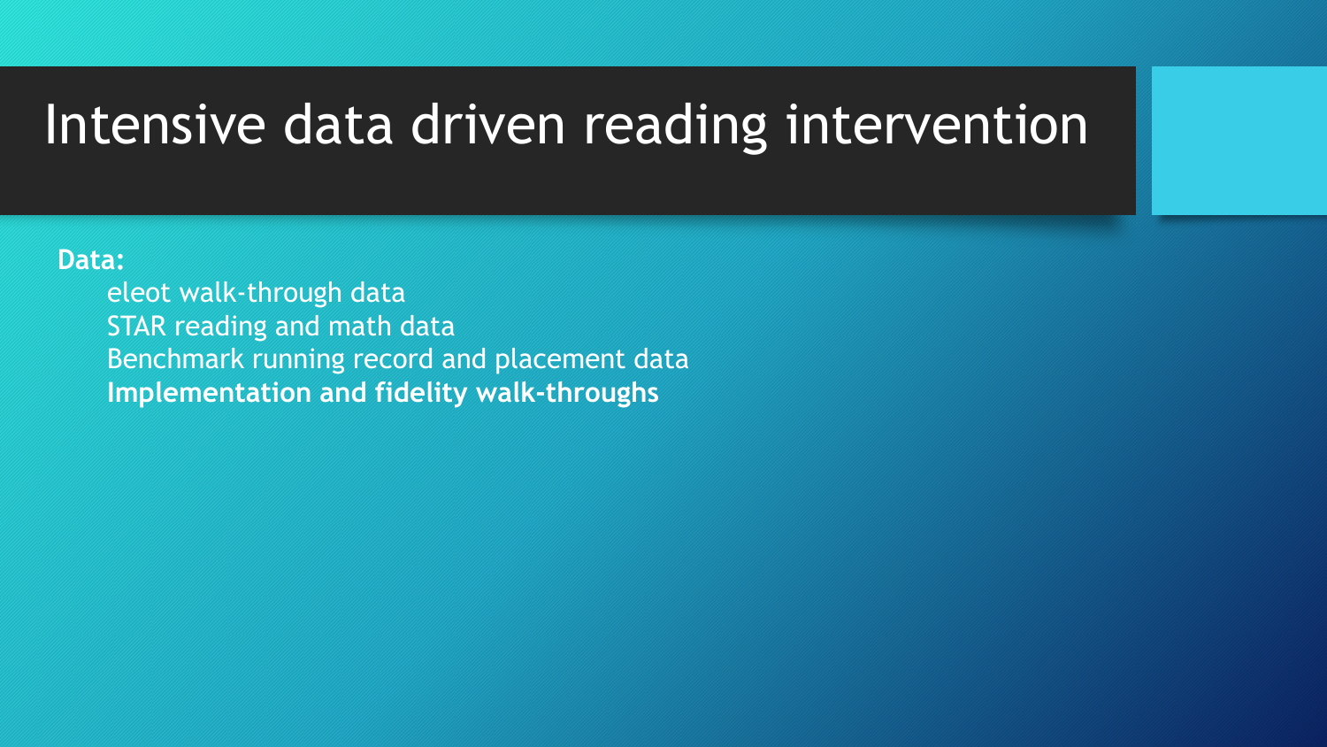# Intensive data driven reading intervention

**Data:**

- eleot walk-through data
- STAR reading and math data
- Benchmark running record and placement data
- **Implementation and fidelity walk-throughs**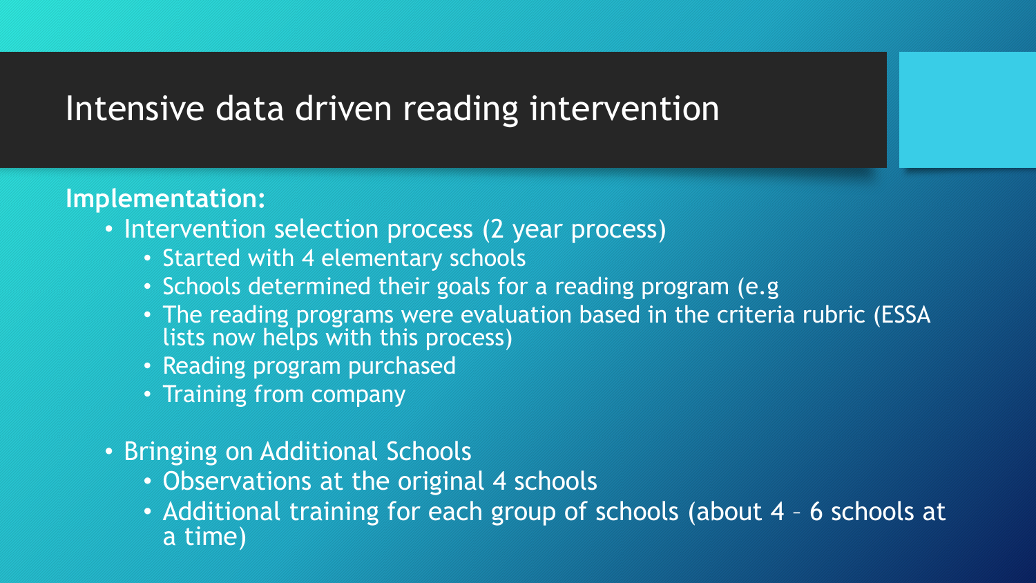# Intensive data driven reading intervention

**Implementation:**

- Intervention selection process (2 year process)
  - Started with 4 elementary schools
  - Schools determined their goals for a reading program (e.g
  - The reading programs were evaluation based in the criteria rubric (ESSA lists now helps with this process)
  - Reading program purchased
  - Training from company

- Bringing on Additional Schools
  - Observations at the original 4 schools
  - Additional training for each group of schools (about 4 – 6 schools at a time)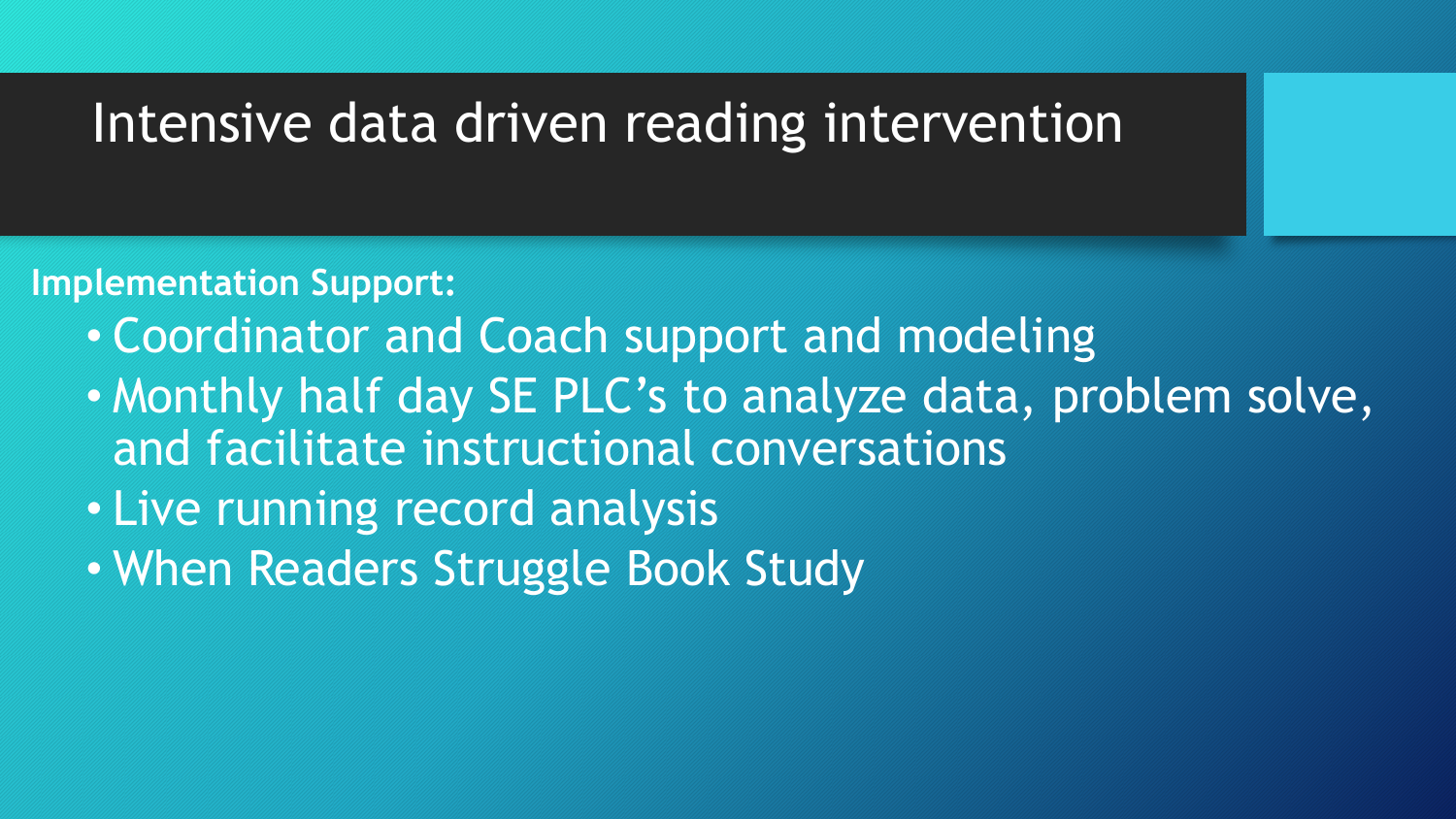# Intensive data driven reading intervention

**Implementation Support:**

- Coordinator and Coach support and modeling
- Monthly half day SE PLC's to analyze data, problem solve, and facilitate instructional conversations
- Live running record analysis
- When Readers Struggle Book Study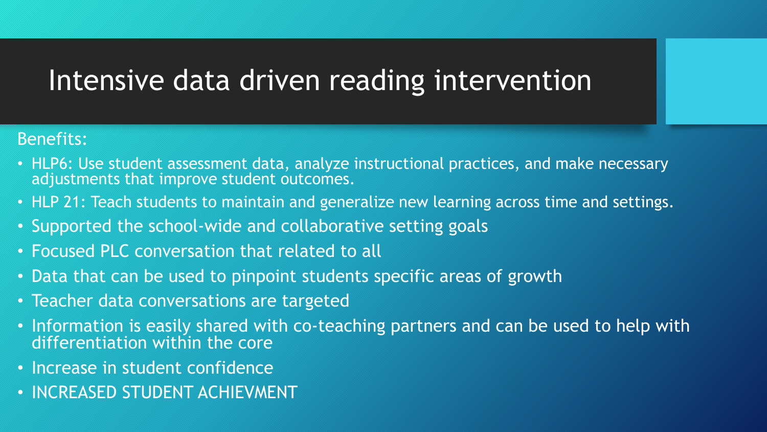# Intensive data driven reading intervention

Benefits:

- HLP6: Use student assessment data, analyze instructional practices, and make necessary adjustments that improve student outcomes.
- HLP 21: Teach students to maintain and generalize new learning across time and settings.
- Supported the school-wide and collaborative setting goals
- Focused PLC conversation that related to all
- Data that can be used to pinpoint students specific areas of growth
- Teacher data conversations are targeted
- Information is easily shared with co-teaching partners and can be used to help with differentiation within the core
- Increase in student confidence
- INCREASED STUDENT ACHIEVMENT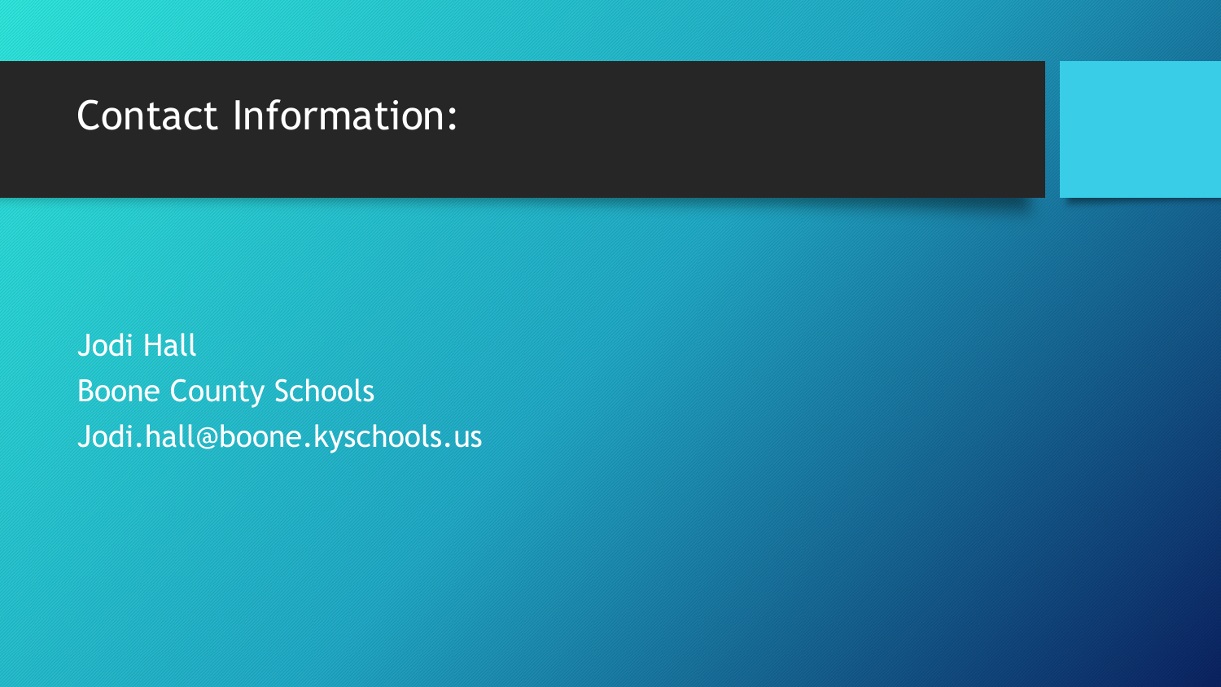# Contact Information:

Jodi Hall
Boone County Schools
Jodi.hall@boone.kyschools.us